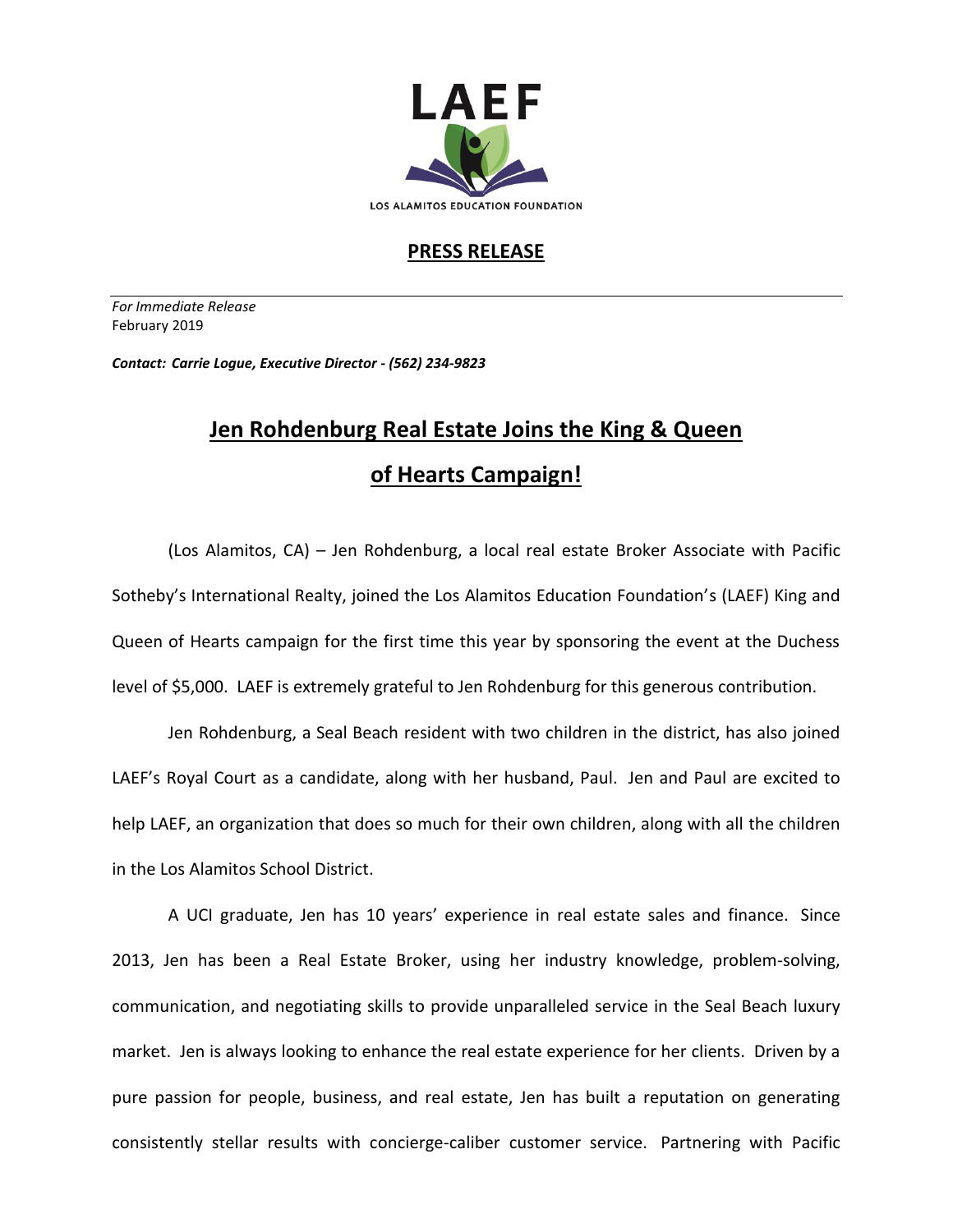LAEF

LOS ALAMITOS EDUCATION FOUNDATION

## PRESS RELEASE

*For Immediate Release*
February 2019

***Contact: Carrie Logue, Executive Director - (562) 234-9823***

# Jen Rohdenburg Real Estate Joins the King & Queen of Hearts Campaign!

(Los Alamitos, CA) – Jen Rohdenburg, a local real estate Broker Associate with Pacific Sotheby's International Realty, joined the Los Alamitos Education Foundation's (LAEF) King and Queen of Hearts campaign for the first time this year by sponsoring the event at the Duchess level of $5,000. LAEF is extremely grateful to Jen Rohdenburg for this generous contribution.

Jen Rohdenburg, a Seal Beach resident with two children in the district, has also joined LAEF's Royal Court as a candidate, along with her husband, Paul. Jen and Paul are excited to help LAEF, an organization that does so much for their own children, along with all the children in the Los Alamitos School District.

A UCI graduate, Jen has 10 years' experience in real estate sales and finance. Since 2013, Jen has been a Real Estate Broker, using her industry knowledge, problem-solving, communication, and negotiating skills to provide unparalleled service in the Seal Beach luxury market. Jen is always looking to enhance the real estate experience for her clients. Driven by a pure passion for people, business, and real estate, Jen has built a reputation on generating consistently stellar results with concierge-caliber customer service. Partnering with Pacific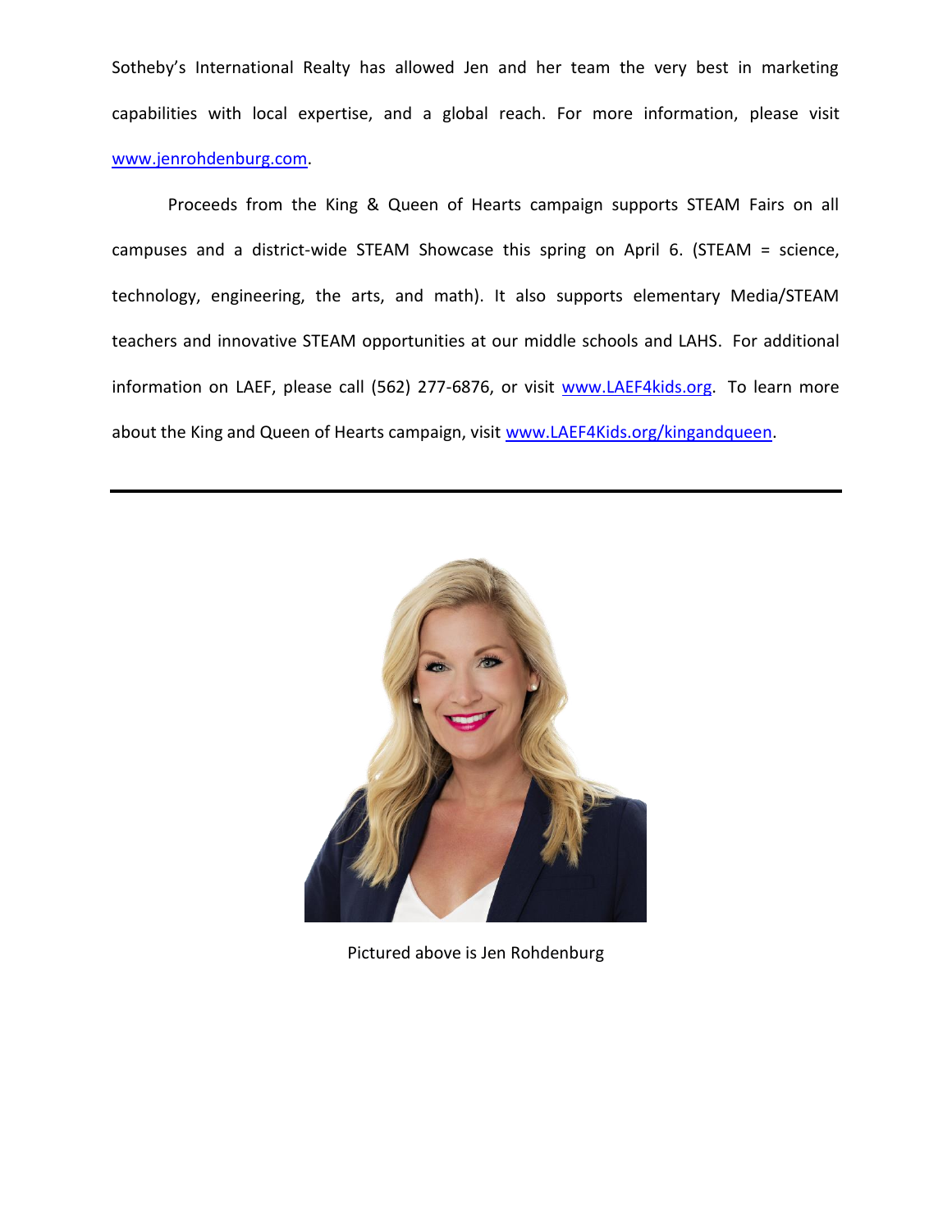Sotheby's International Realty has allowed Jen and her team the very best in marketing capabilities with local expertise, and a global reach. For more information, please visit www.jenrohdenburg.com.

Proceeds from the King & Queen of Hearts campaign supports STEAM Fairs on all campuses and a district-wide STEAM Showcase this spring on April 6. (STEAM = science, technology, engineering, the arts, and math). It also supports elementary Media/STEAM teachers and innovative STEAM opportunities at our middle schools and LAHS. For additional information on LAEF, please call (562) 277-6876, or visit www.LAEF4kids.org. To learn more about the King and Queen of Hearts campaign, visit www.LAEF4Kids.org/kingandqueen.

---

Pictured above is Jen Rohdenburg